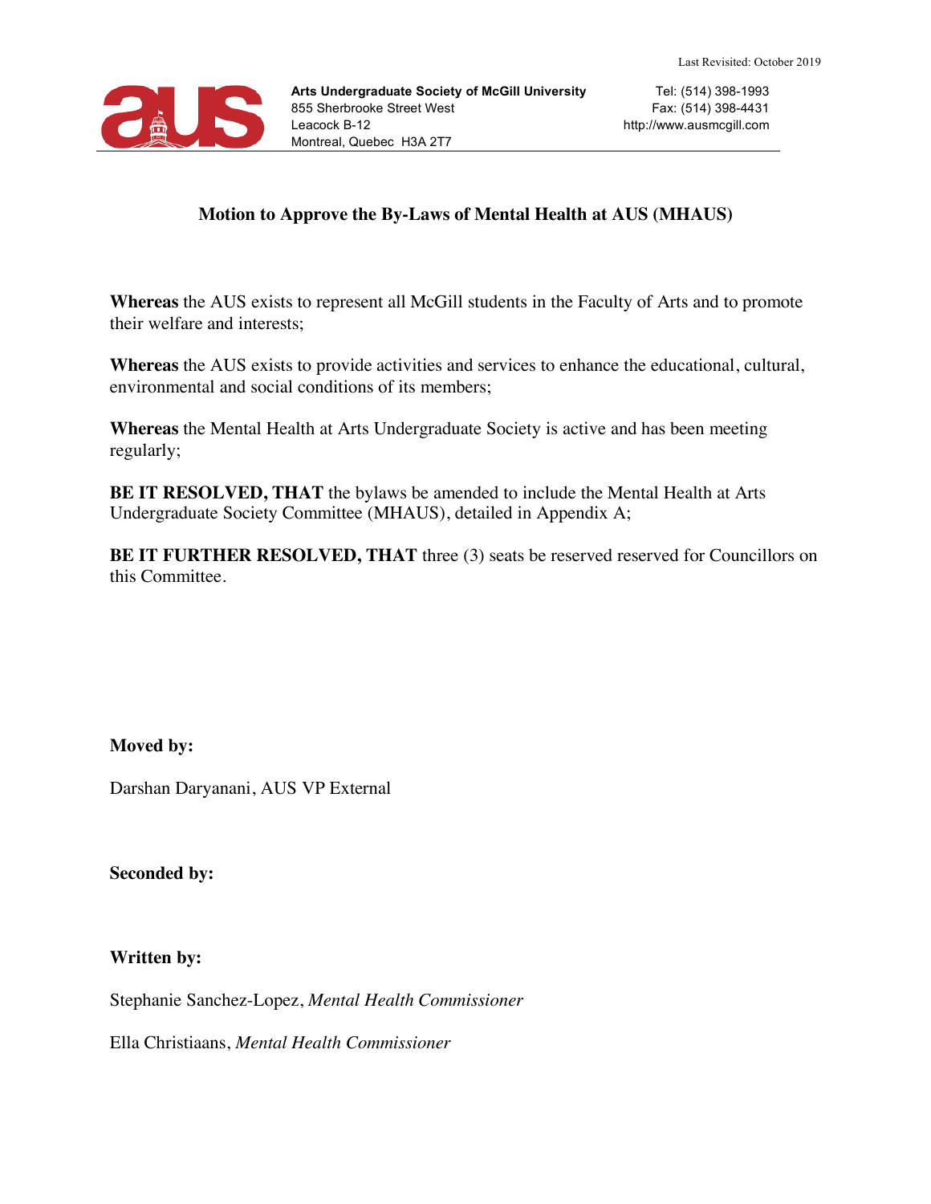Last Revisited: October 2019

**Arts Undergraduate Society of McGill University**
855 Sherbrooke Street West
Leacock B-12
Montreal, Quebec H3A 2T7

Tel: (514) 398-1993
Fax: (514) 398-4431
http://www.ausmcgill.com

## Motion to Approve the By-Laws of Mental Health at AUS (MHAUS)

**Whereas** the AUS exists to represent all McGill students in the Faculty of Arts and to promote their welfare and interests;

**Whereas** the AUS exists to provide activities and services to enhance the educational, cultural, environmental and social conditions of its members;

**Whereas** the Mental Health at Arts Undergraduate Society is active and has been meeting regularly;

**BE IT RESOLVED, THAT** the bylaws be amended to include the Mental Health at Arts Undergraduate Society Committee (MHAUS), detailed in Appendix A;

**BE IT FURTHER RESOLVED, THAT** three (3) seats be reserved reserved for Councillors on this Committee.

**Moved by:**

Darshan Daryanani, AUS VP External

**Seconded by:**

**Written by:**

Stephanie Sanchez-Lopez, *Mental Health Commissioner*

Ella Christiaans, *Mental Health Commissioner*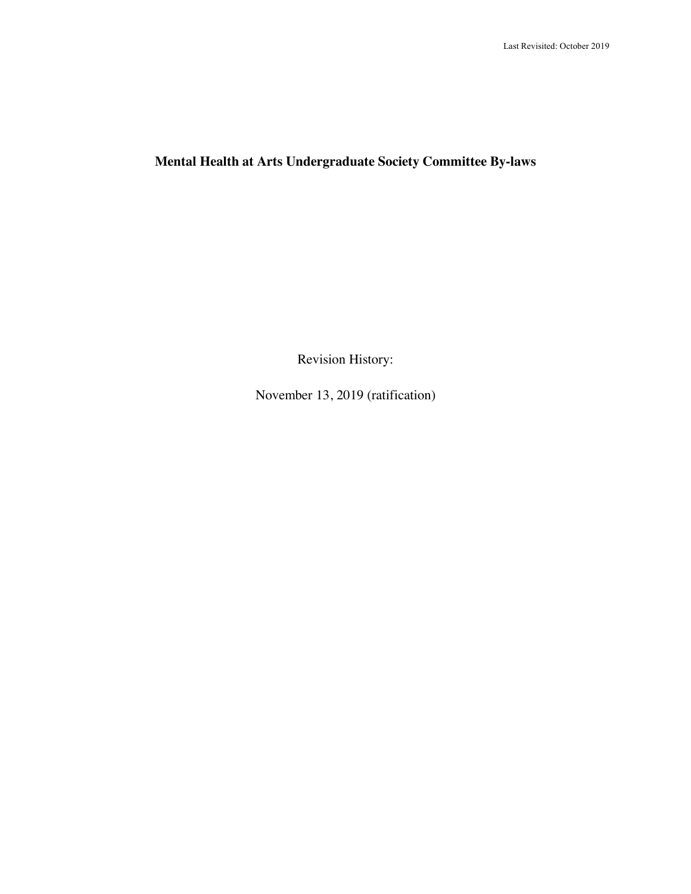Last Revisited: October 2019

# Mental Health at Arts Undergraduate Society Committee By-laws

Revision History:

November 13, 2019 (ratification)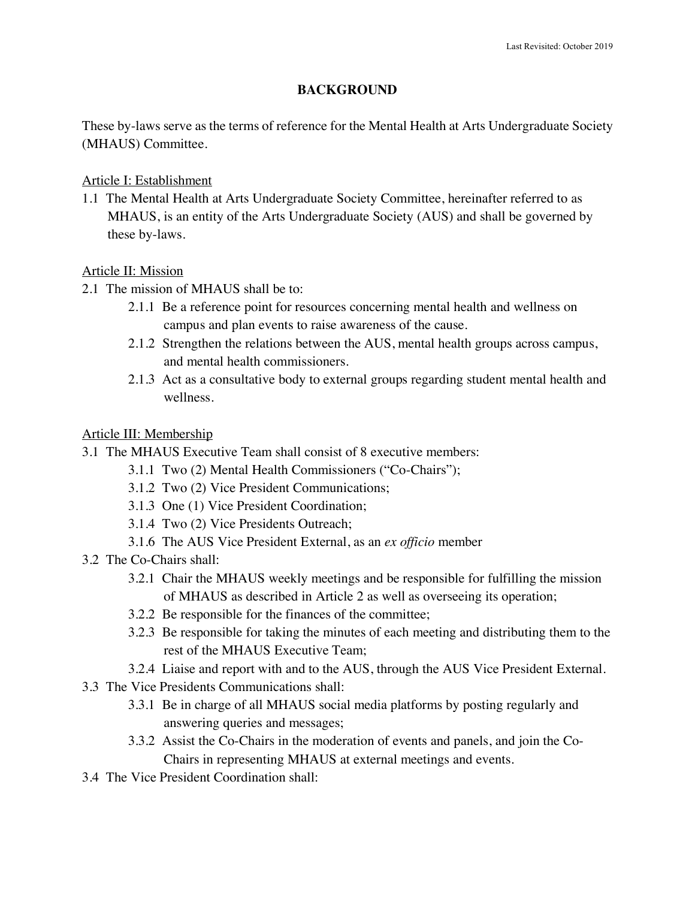Last Revisited: October 2019

## BACKGROUND

These by-laws serve as the terms of reference for the Mental Health at Arts Undergraduate Society (MHAUS) Committee.

### Article I: Establishment

1.1 The Mental Health at Arts Undergraduate Society Committee, hereinafter referred to as MHAUS, is an entity of the Arts Undergraduate Society (AUS) and shall be governed by these by-laws.

### Article II: Mission

2.1 The mission of MHAUS shall be to:

- 2.1.1 Be a reference point for resources concerning mental health and wellness on campus and plan events to raise awareness of the cause.
- 2.1.2 Strengthen the relations between the AUS, mental health groups across campus, and mental health commissioners.
- 2.1.3 Act as a consultative body to external groups regarding student mental health and wellness.

### Article III: Membership

3.1 The MHAUS Executive Team shall consist of 8 executive members:

- 3.1.1 Two (2) Mental Health Commissioners ("Co-Chairs");
- 3.1.2 Two (2) Vice President Communications;
- 3.1.3 One (1) Vice President Coordination;
- 3.1.4 Two (2) Vice Presidents Outreach;
- 3.1.6 The AUS Vice President External, as an *ex officio* member

3.2 The Co-Chairs shall:

- 3.2.1 Chair the MHAUS weekly meetings and be responsible for fulfilling the mission of MHAUS as described in Article 2 as well as overseeing its operation;
- 3.2.2 Be responsible for the finances of the committee;
- 3.2.3 Be responsible for taking the minutes of each meeting and distributing them to the rest of the MHAUS Executive Team;
- 3.2.4 Liaise and report with and to the AUS, through the AUS Vice President External.

3.3 The Vice Presidents Communications shall:

- 3.3.1 Be in charge of all MHAUS social media platforms by posting regularly and answering queries and messages;
- 3.3.2 Assist the Co-Chairs in the moderation of events and panels, and join the Co-Chairs in representing MHAUS at external meetings and events.

3.4 The Vice President Coordination shall: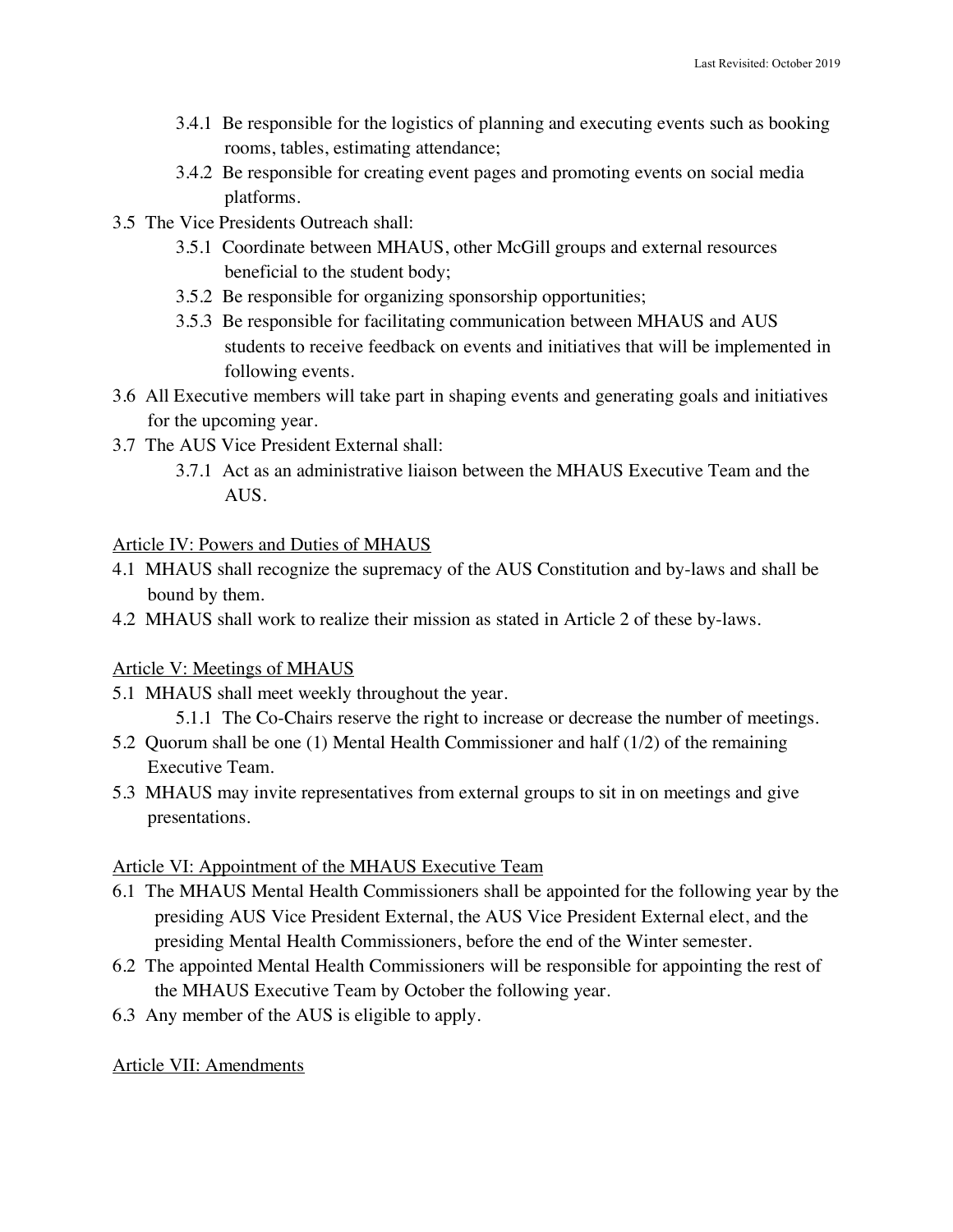- 3.4.1 Be responsible for the logistics of planning and executing events such as booking rooms, tables, estimating attendance;
- 3.4.2 Be responsible for creating event pages and promoting events on social media platforms.

3.5 The Vice Presidents Outreach shall:

- 3.5.1 Coordinate between MHAUS, other McGill groups and external resources beneficial to the student body;
- 3.5.2 Be responsible for organizing sponsorship opportunities;
- 3.5.3 Be responsible for facilitating communication between MHAUS and AUS students to receive feedback on events and initiatives that will be implemented in following events.

3.6 All Executive members will take part in shaping events and generating goals and initiatives for the upcoming year.

3.7 The AUS Vice President External shall:

- 3.7.1 Act as an administrative liaison between the MHAUS Executive Team and the AUS.

## Article IV: Powers and Duties of MHAUS

4.1 MHAUS shall recognize the supremacy of the AUS Constitution and by-laws and shall be bound by them.

4.2 MHAUS shall work to realize their mission as stated in Article 2 of these by-laws.

## Article V: Meetings of MHAUS

5.1 MHAUS shall meet weekly throughout the year.

- 5.1.1 The Co-Chairs reserve the right to increase or decrease the number of meetings.

5.2 Quorum shall be one (1) Mental Health Commissioner and half (1/2) of the remaining Executive Team.

5.3 MHAUS may invite representatives from external groups to sit in on meetings and give presentations.

## Article VI: Appointment of the MHAUS Executive Team

6.1 The MHAUS Mental Health Commissioners shall be appointed for the following year by the presiding AUS Vice President External, the AUS Vice President External elect, and the presiding Mental Health Commissioners, before the end of the Winter semester.

6.2 The appointed Mental Health Commissioners will be responsible for appointing the rest of the MHAUS Executive Team by October the following year.

6.3 Any member of the AUS is eligible to apply.

## Article VII: Amendments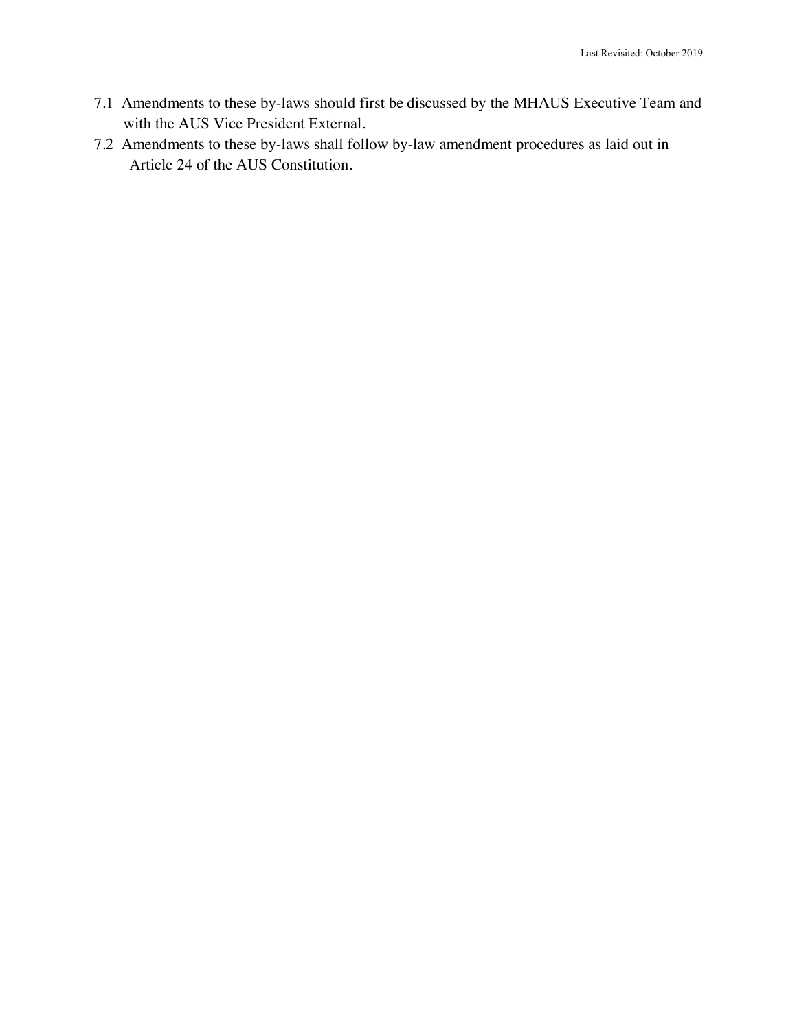7.1 Amendments to these by-laws should first be discussed by the MHAUS Executive Team and with the AUS Vice President External.

7.2 Amendments to these by-laws shall follow by-law amendment procedures as laid out in Article 24 of the AUS Constitution.